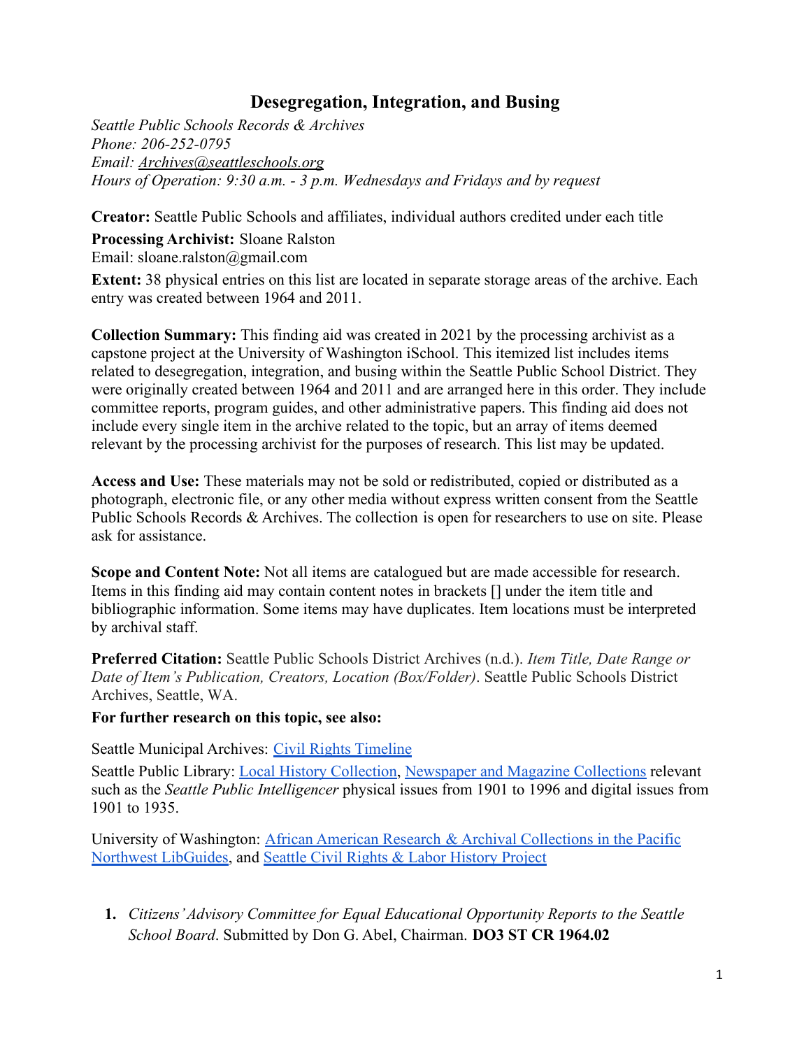# Desegregation, Integration, and Busing

*Seattle Public Schools Records & Archives*
*Phone: 206-252-0795*
*Email: [Archives@seattleschools.org](mailto:Archives@seattleschools.org)*
*Hours of Operation: 9:30 a.m. - 3 p.m. Wednesdays and Fridays and by request*

**Creator:** Seattle Public Schools and affiliates, individual authors credited under each title

**Processing Archivist:** Sloane Ralston
Email: sloane.ralston@gmail.com

**Extent:** 38 physical entries on this list are located in separate storage areas of the archive. Each entry was created between 1964 and 2011.

**Collection Summary:** This finding aid was created in 2021 by the processing archivist as a capstone project at the University of Washington iSchool. This itemized list includes items related to desegregation, integration, and busing within the Seattle Public School District. They were originally created between 1964 and 2011 and are arranged here in this order. They include committee reports, program guides, and other administrative papers. This finding aid does not include every single item in the archive related to the topic, but an array of items deemed relevant by the processing archivist for the purposes of research. This list may be updated.

**Access and Use:** These materials may not be sold or redistributed, copied or distributed as a photograph, electronic file, or any other media without express written consent from the Seattle Public Schools Records & Archives. The collection is open for researchers to use on site. Please ask for assistance.

**Scope and Content Note:** Not all items are catalogued but are made accessible for research. Items in this finding aid may contain content notes in brackets [] under the item title and bibliographic information. Some items may have duplicates. Item locations must be interpreted by archival staff.

**Preferred Citation:** Seattle Public Schools District Archives (n.d.). *Item Title, Date Range or Date of Item's Publication, Creators, Location (Box/Folder)*. Seattle Public Schools District Archives, Seattle, WA.

**For further research on this topic, see also:**

Seattle Municipal Archives: Civil Rights Timeline

Seattle Public Library: Local History Collection, Newspaper and Magazine Collections relevant such as the *Seattle Public Intelligencer* physical issues from 1901 to 1996 and digital issues from 1901 to 1935.

University of Washington: African American Research & Archival Collections in the Pacific Northwest LibGuides, and Seattle Civil Rights & Labor History Project

1. *Citizens' Advisory Committee for Equal Educational Opportunity Reports to the Seattle School Board*. Submitted by Don G. Abel, Chairman. **DO3 ST CR 1964.02**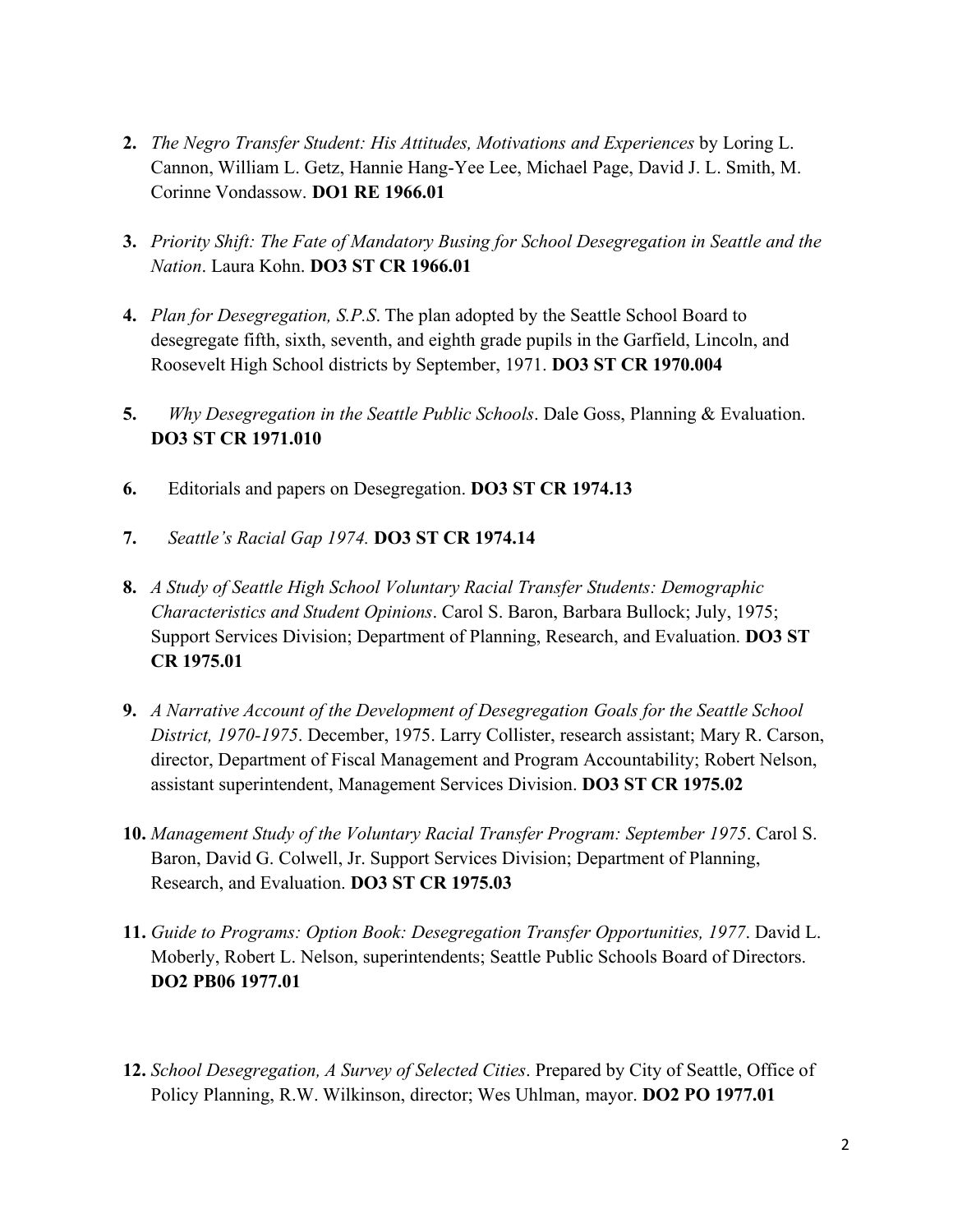2. *The Negro Transfer Student: His Attitudes, Motivations and Experiences* by Loring L. Cannon, William L. Getz, Hannie Hang-Yee Lee, Michael Page, David J. L. Smith, M. Corinne Vondassow. **DO1 RE 1966.01**

3. *Priority Shift: The Fate of Mandatory Busing for School Desegregation in Seattle and the Nation*. Laura Kohn. **DO3 ST CR 1966.01**

4. *Plan for Desegregation, S.P.S*. The plan adopted by the Seattle School Board to desegregate fifth, sixth, seventh, and eighth grade pupils in the Garfield, Lincoln, and Roosevelt High School districts by September, 1971. **DO3 ST CR 1970.004**

5. *Why Desegregation in the Seattle Public Schools*. Dale Goss, Planning & Evaluation. **DO3 ST CR 1971.010**

6. Editorials and papers on Desegregation. **DO3 ST CR 1974.13**

7. *Seattle's Racial Gap 1974.* **DO3 ST CR 1974.14**

8. *A Study of Seattle High School Voluntary Racial Transfer Students: Demographic Characteristics and Student Opinions*. Carol S. Baron, Barbara Bullock; July, 1975; Support Services Division; Department of Planning, Research, and Evaluation. **DO3 ST CR 1975.01**

9. *A Narrative Account of the Development of Desegregation Goals for the Seattle School District, 1970-1975*. December, 1975. Larry Collister, research assistant; Mary R. Carson, director, Department of Fiscal Management and Program Accountability; Robert Nelson, assistant superintendent, Management Services Division. **DO3 ST CR 1975.02**

10. *Management Study of the Voluntary Racial Transfer Program: September 1975*. Carol S. Baron, David G. Colwell, Jr. Support Services Division; Department of Planning, Research, and Evaluation. **DO3 ST CR 1975.03**

11. *Guide to Programs: Option Book: Desegregation Transfer Opportunities, 1977*. David L. Moberly, Robert L. Nelson, superintendents; Seattle Public Schools Board of Directors. **DO2 PB06 1977.01**

12. *School Desegregation, A Survey of Selected Cities*. Prepared by City of Seattle, Office of Policy Planning, R.W. Wilkinson, director; Wes Uhlman, mayor. **DO2 PO 1977.01**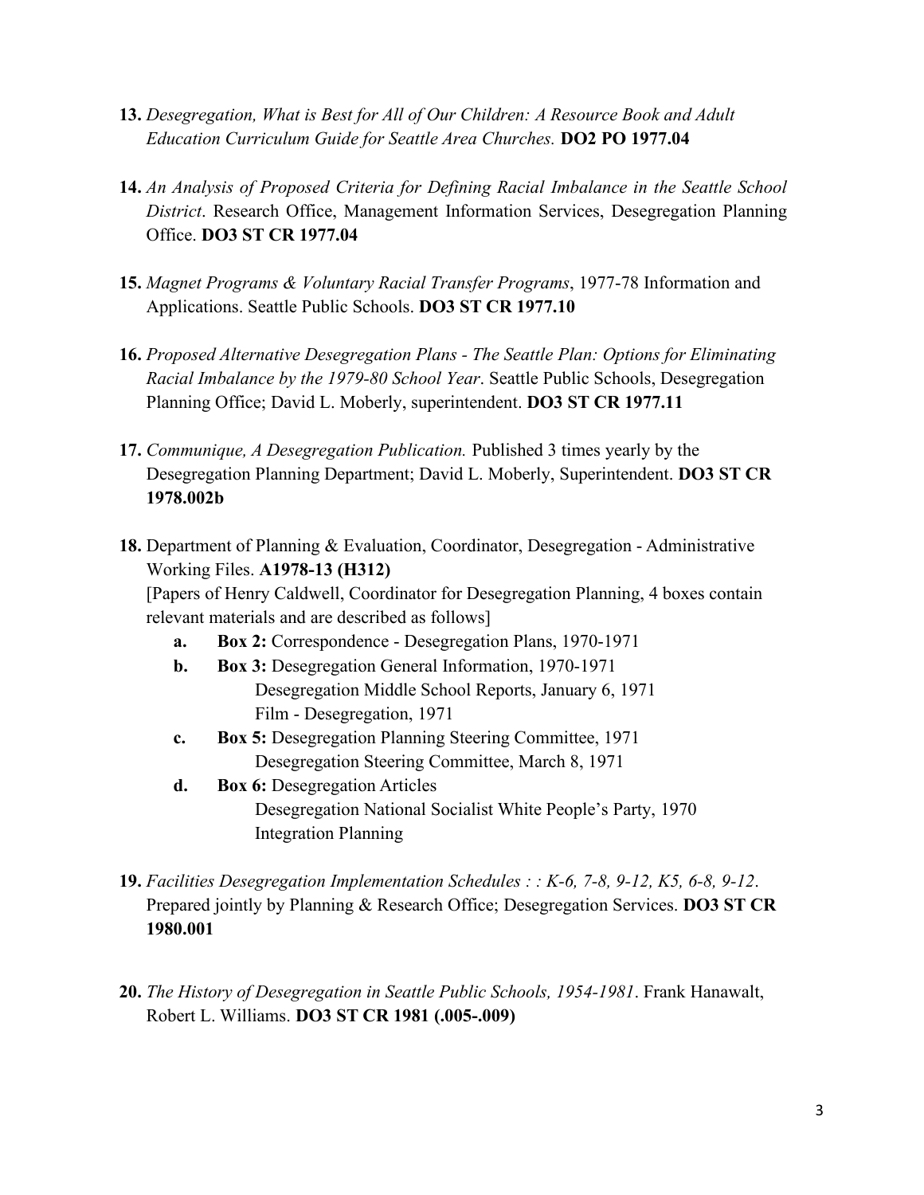13. *Desegregation, What is Best for All of Our Children: A Resource Book and Adult Education Curriculum Guide for Seattle Area Churches.* **DO2 PO 1977.04**

14. *An Analysis of Proposed Criteria for Defining Racial Imbalance in the Seattle School District*. Research Office, Management Information Services, Desegregation Planning Office. **DO3 ST CR 1977.04**

15. *Magnet Programs & Voluntary Racial Transfer Programs*, 1977-78 Information and Applications. Seattle Public Schools. **DO3 ST CR 1977.10**

16. *Proposed Alternative Desegregation Plans - The Seattle Plan: Options for Eliminating Racial Imbalance by the 1979-80 School Year*. Seattle Public Schools, Desegregation Planning Office; David L. Moberly, superintendent. **DO3 ST CR 1977.11**

17. *Communique, A Desegregation Publication.* Published 3 times yearly by the Desegregation Planning Department; David L. Moberly, Superintendent. **DO3 ST CR 1978.002b**

18. Department of Planning & Evaluation, Coordinator, Desegregation - Administrative Working Files. **A1978-13 (H312)**
    [Papers of Henry Caldwell, Coordinator for Desegregation Planning, 4 boxes contain relevant materials and are described as follows]
    a. **Box 2:** Correspondence - Desegregation Plans, 1970-1971
    b. **Box 3:** Desegregation General Information, 1970-1971
       Desegregation Middle School Reports, January 6, 1971
       Film - Desegregation, 1971
    c. **Box 5:** Desegregation Planning Steering Committee, 1971
       Desegregation Steering Committee, March 8, 1971
    d. **Box 6:** Desegregation Articles
       Desegregation National Socialist White People's Party, 1970
       Integration Planning

19. *Facilities Desegregation Implementation Schedules : : K-6, 7-8, 9-12, K5, 6-8, 9-12*. Prepared jointly by Planning & Research Office; Desegregation Services. **DO3 ST CR 1980.001**

20. *The History of Desegregation in Seattle Public Schools, 1954-1981*. Frank Hanawalt, Robert L. Williams. **DO3 ST CR 1981 (.005-.009)**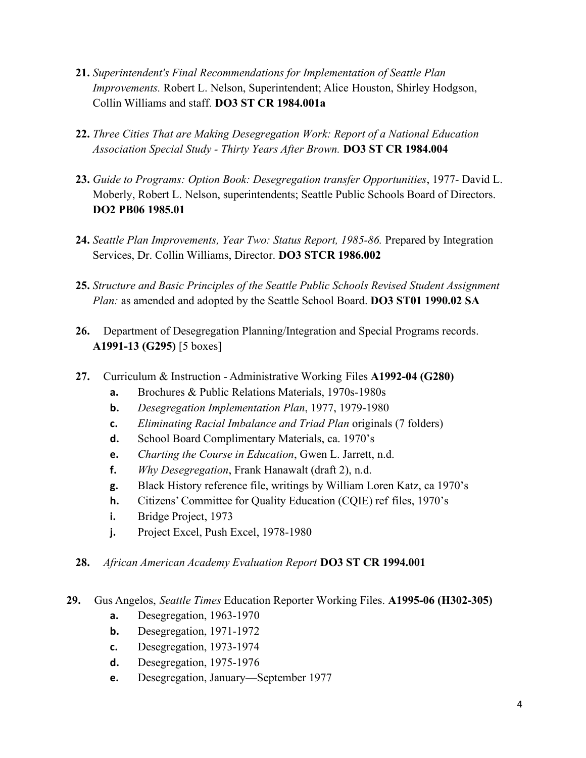21. *Superintendent's Final Recommendations for Implementation of Seattle Plan Improvements.* Robert L. Nelson, Superintendent; Alice Houston, Shirley Hodgson, Collin Williams and staff. **DO3 ST CR 1984.001a**

22. *Three Cities That are Making Desegregation Work: Report of a National Education Association Special Study - Thirty Years After Brown.* **DO3 ST CR 1984.004**

23. *Guide to Programs: Option Book: Desegregation transfer Opportunities*, 1977- David L. Moberly, Robert L. Nelson, superintendents; Seattle Public Schools Board of Directors. **DO2 PB06 1985.01**

24. *Seattle Plan Improvements, Year Two: Status Report, 1985-86.* Prepared by Integration Services, Dr. Collin Williams, Director. **DO3 STCR 1986.002**

25. *Structure and Basic Principles of the Seattle Public Schools Revised Student Assignment Plan:* as amended and adopted by the Seattle School Board. **DO3 ST01 1990.02 SA**

26. Department of Desegregation Planning/Integration and Special Programs records. **A1991-13 (G295)** [5 boxes]

27. Curriculum & Instruction - Administrative Working Files **A1992-04 (G280)**
    a. Brochures & Public Relations Materials, 1970s-1980s
    b. *Desegregation Implementation Plan*, 1977, 1979-1980
    c. *Eliminating Racial Imbalance and Triad Plan* originals (7 folders)
    d. School Board Complimentary Materials, ca. 1970's
    e. *Charting the Course in Education*, Gwen L. Jarrett, n.d.
    f. *Why Desegregation*, Frank Hanawalt (draft 2), n.d.
    g. Black History reference file, writings by William Loren Katz, ca 1970's
    h. Citizens' Committee for Quality Education (CQIE) ref files, 1970's
    i. Bridge Project, 1973
    j. Project Excel, Push Excel, 1978-1980

28. *African American Academy Evaluation Report* **DO3 ST CR 1994.001**

29. Gus Angelos, *Seattle Times* Education Reporter Working Files. **A1995-06 (H302-305)**
    a. Desegregation, 1963-1970
    b. Desegregation, 1971-1972
    c. Desegregation, 1973-1974
    d. Desegregation, 1975-1976
    e. Desegregation, January—September 1977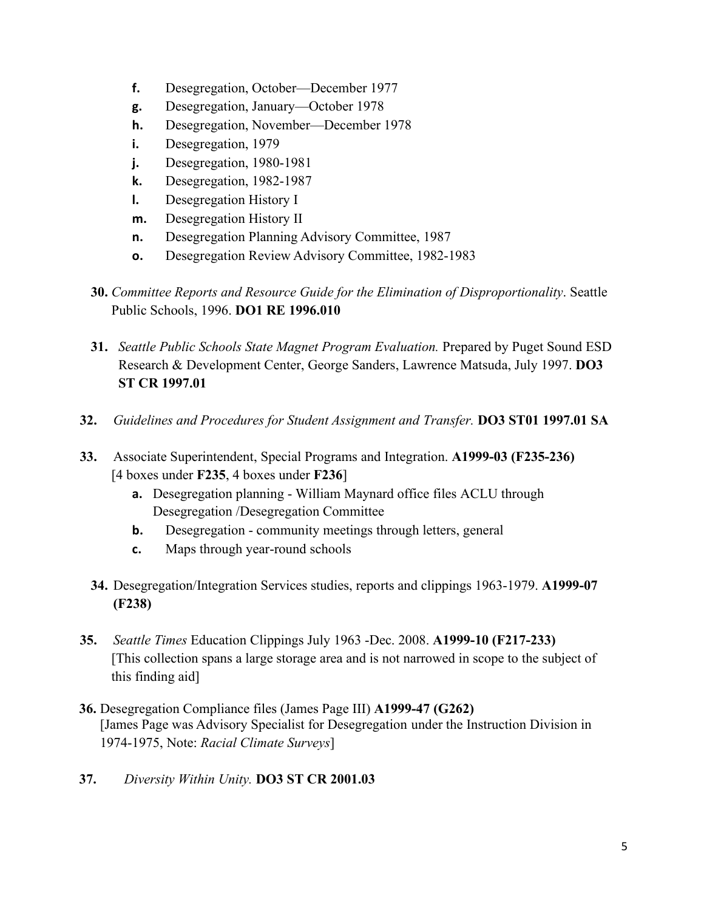- **f.** Desegregation, October—December 1977
   - **g.** Desegregation, January—October 1978
   - **h.** Desegregation, November—December 1978
   - **i.** Desegregation, 1979
   - **j.** Desegregation, 1980-1981
   - **k.** Desegregation, 1982-1987
   - **l.** Desegregation History I
   - **m.** Desegregation History II
   - **n.** Desegregation Planning Advisory Committee, 1987
   - **o.** Desegregation Review Advisory Committee, 1982-1983

**30.** *Committee Reports and Resource Guide for the Elimination of Disproportionality*. Seattle Public Schools, 1996. **DO1 RE 1996.010**

**31.** *Seattle Public Schools State Magnet Program Evaluation.* Prepared by Puget Sound ESD Research & Development Center, George Sanders, Lawrence Matsuda, July 1997. **DO3 ST CR 1997.01**

**32.** *Guidelines and Procedures for Student Assignment and Transfer.* **DO3 ST01 1997.01 SA**

**33.** Associate Superintendent, Special Programs and Integration. **A1999-03 (F235-236)** [4 boxes under **F235**, 4 boxes under **F236**]

   - **a.** Desegregation planning - William Maynard office files ACLU through Desegregation /Desegregation Committee
   - **b.** Desegregation - community meetings through letters, general
   - **c.** Maps through year-round schools

**34.** Desegregation/Integration Services studies, reports and clippings 1963-1979. **A1999-07 (F238)**

**35.** *Seattle Times* Education Clippings July 1963 -Dec. 2008. **A1999-10 (F217-233)** [This collection spans a large storage area and is not narrowed in scope to the subject of this finding aid]

**36.** Desegregation Compliance files (James Page III) **A1999-47 (G262)** [James Page was Advisory Specialist for Desegregation under the Instruction Division in 1974-1975, Note: *Racial Climate Surveys*]

**37.** *Diversity Within Unity.* **DO3 ST CR 2001.03**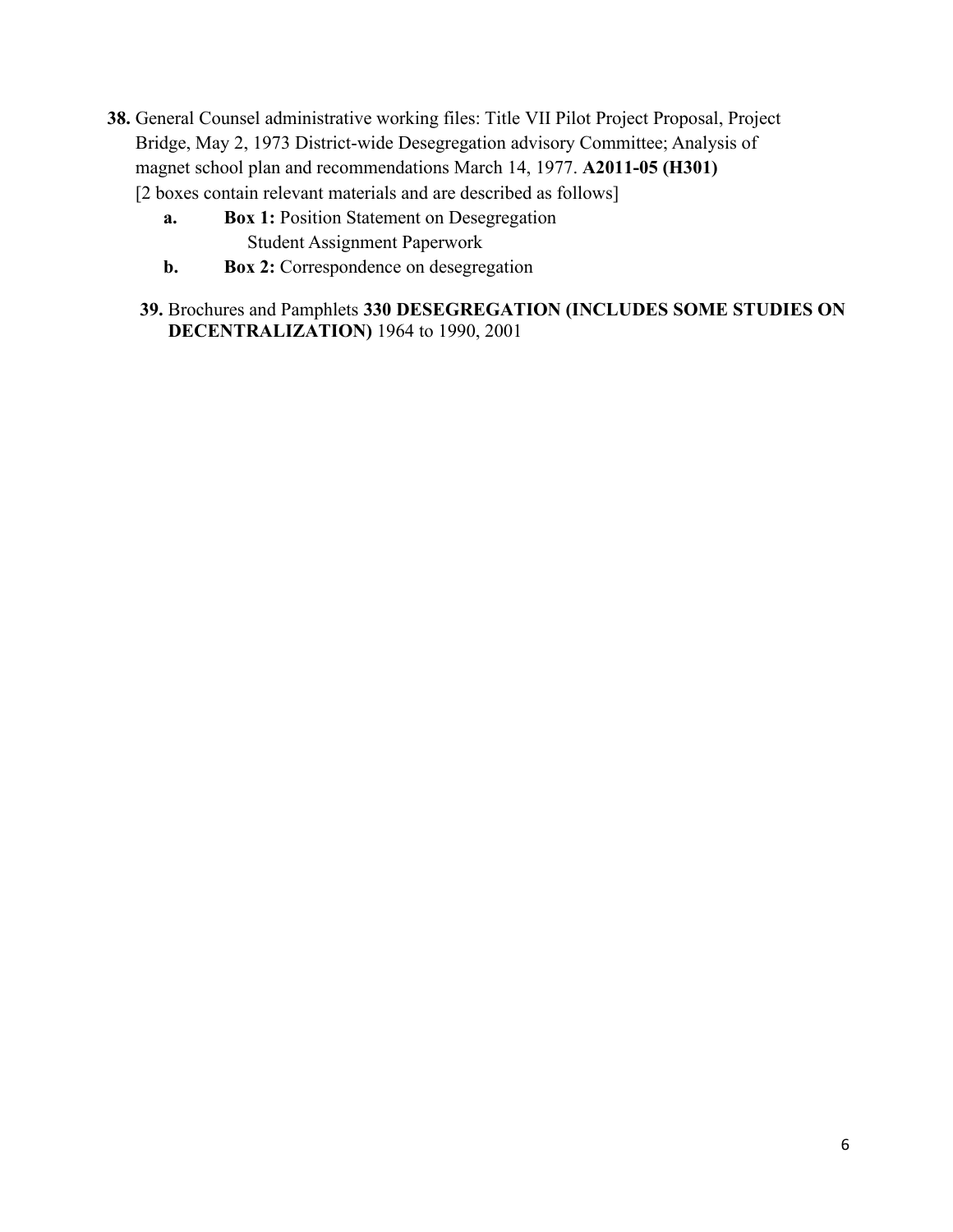**38.** General Counsel administrative working files: Title VII Pilot Project Proposal, Project Bridge, May 2, 1973 District-wide Desegregation advisory Committee; Analysis of magnet school plan and recommendations March 14, 1977. **A2011-05 (H301)**
[2 boxes contain relevant materials and are described as follows]

- **a.** **Box 1:** Position Statement on Desegregation
  Student Assignment Paperwork
- **b.** **Box 2:** Correspondence on desegregation

**39.** Brochures and Pamphlets **330 DESEGREGATION (INCLUDES SOME STUDIES ON DECENTRALIZATION)** 1964 to 1990, 2001